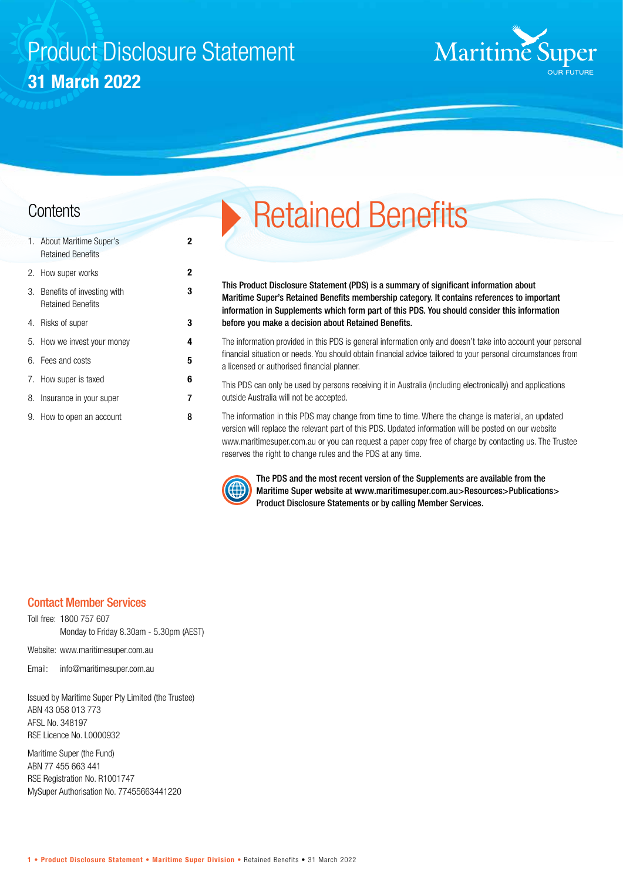# Product Disclosure Statement

**31 March 2022**

Maritime Super
OUR FUTURE

## Contents

| | | |
|---|---|---|
| 1. | About Maritime Super's Retained Benefits | **2** |
| 2. | How super works | **2** |
| 3. | Benefits of investing with Retained Benefits | **3** |
| 4. | Risks of super | **3** |
| 5. | How we invest your money | **4** |
| 6. | Fees and costs | **5** |
| 7. | How super is taxed | **6** |
| 8. | Insurance in your super | **7** |
| 9. | How to open an account | **8** |

# Retained Benefits

**This Product Disclosure Statement (PDS) is a summary of significant information about Maritime Super's Retained Benefits membership category. It contains references to important information in Supplements which form part of this PDS. You should consider this information before you make a decision about Retained Benefits.**

The information provided in this PDS is general information only and doesn't take into account your personal financial situation or needs. You should obtain financial advice tailored to your personal circumstances from a licensed or authorised financial planner.

This PDS can only be used by persons receiving it in Australia (including electronically) and applications outside Australia will not be accepted.

The information in this PDS may change from time to time. Where the change is material, an updated version will replace the relevant part of this PDS. Updated information will be posted on our website www.maritimesuper.com.au or you can request a paper copy free of charge by contacting us. The Trustee reserves the right to change rules and the PDS at any time.

**The PDS and the most recent version of the Supplements are available from the Maritime Super website at www.maritimesuper.com.au>Resources>Publications> Product Disclosure Statements or by calling Member Services.**

## Contact Member Services

Toll free: 1800 757 607
Monday to Friday 8.30am - 5.30pm (AEST)

Website: www.maritimesuper.com.au

Email: info@maritimesuper.com.au

Issued by Maritime Super Pty Limited (the Trustee)
ABN 43 058 013 773
AFSL No. 348197
RSE Licence No. L0000932

Maritime Super (the Fund)
ABN 77 455 663 441
RSE Registration No. R1001747
MySuper Authorisation No. 77455663441220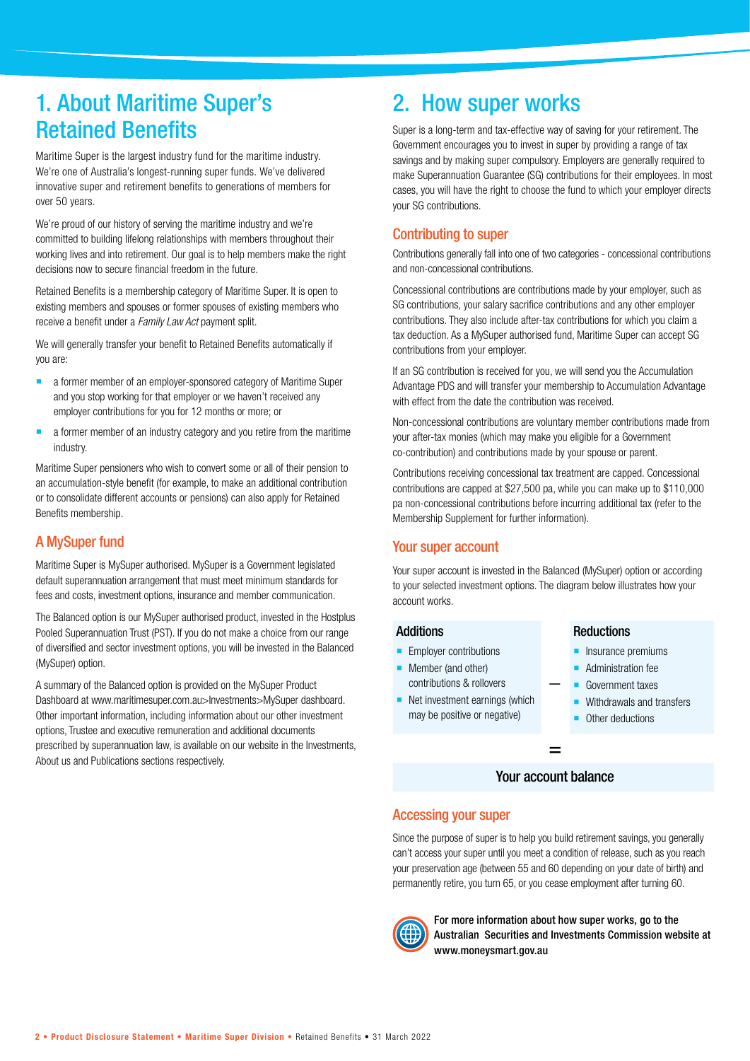# 1. About Maritime Super's Retained Benefits

Maritime Super is the largest industry fund for the maritime industry. We're one of Australia's longest-running super funds. We've delivered innovative super and retirement benefits to generations of members for over 50 years.

We're proud of our history of serving the maritime industry and we're committed to building lifelong relationships with members throughout their working lives and into retirement. Our goal is to help members make the right decisions now to secure financial freedom in the future.

Retained Benefits is a membership category of Maritime Super. It is open to existing members and spouses or former spouses of existing members who receive a benefit under a *Family Law Act* payment split.

We will generally transfer your benefit to Retained Benefits automatically if you are:

- a former member of an employer-sponsored category of Maritime Super and you stop working for that employer or we haven't received any employer contributions for you for 12 months or more; or
- a former member of an industry category and you retire from the maritime industry.

Maritime Super pensioners who wish to convert some or all of their pension to an accumulation-style benefit (for example, to make an additional contribution or to consolidate different accounts or pensions) can also apply for Retained Benefits membership.

## A MySuper fund

Maritime Super is MySuper authorised. MySuper is a Government legislated default superannuation arrangement that must meet minimum standards for fees and costs, investment options, insurance and member communication.

The Balanced option is our MySuper authorised product, invested in the Hostplus Pooled Superannuation Trust (PST). If you do not make a choice from our range of diversified and sector investment options, you will be invested in the Balanced (MySuper) option.

A summary of the Balanced option is provided on the MySuper Product Dashboard at www.maritimesuper.com.au>Investments>MySuper dashboard. Other important information, including information about our other investment options, Trustee and executive remuneration and additional documents prescribed by superannuation law, is available on our website in the Investments, About us and Publications sections respectively.

# 2. How super works

Super is a long-term and tax-effective way of saving for your retirement. The Government encourages you to invest in super by providing a range of tax savings and by making super compulsory. Employers are generally required to make Superannuation Guarantee (SG) contributions for their employees. In most cases, you will have the right to choose the fund to which your employer directs your SG contributions.

## Contributing to super

Contributions generally fall into one of two categories - concessional contributions and non-concessional contributions.

Concessional contributions are contributions made by your employer, such as SG contributions, your salary sacrifice contributions and any other employer contributions. They also include after-tax contributions for which you claim a tax deduction. As a MySuper authorised fund, Maritime Super can accept SG contributions from your employer.

If an SG contribution is received for you, we will send you the Accumulation Advantage PDS and will transfer your membership to Accumulation Advantage with effect from the date the contribution was received.

Non-concessional contributions are voluntary member contributions made from your after-tax monies (which may make you eligible for a Government co-contribution) and contributions made by your spouse or parent.

Contributions receiving concessional tax treatment are capped. Concessional contributions are capped at $27,500 pa, while you can make up to $110,000 pa non-concessional contributions before incurring additional tax (refer to the Membership Supplement for further information).

## Your super account

Your super account is invested in the Balanced (MySuper) option or according to your selected investment options. The diagram below illustrates how your account works.

| Additions | | Reductions |
|---|---|---|
| - Employer contributions<br>- Member (and other) contributions & rollovers<br>- Net investment earnings (which may be positive or negative) | — | - Insurance premiums<br>- Administration fee<br>- Government taxes<br>- Withdrawals and transfers<br>- Other deductions |

=

**Your account balance**

## Accessing your super

Since the purpose of super is to help you build retirement savings, you generally can't access your super until you meet a condition of release, such as you reach your preservation age (between 55 and 60 depending on your date of birth) and permanently retire, you turn 65, or you cease employment after turning 60.

**For more information about how super works, go to the Australian Securities and Investments Commission website at www.moneysmart.gov.au**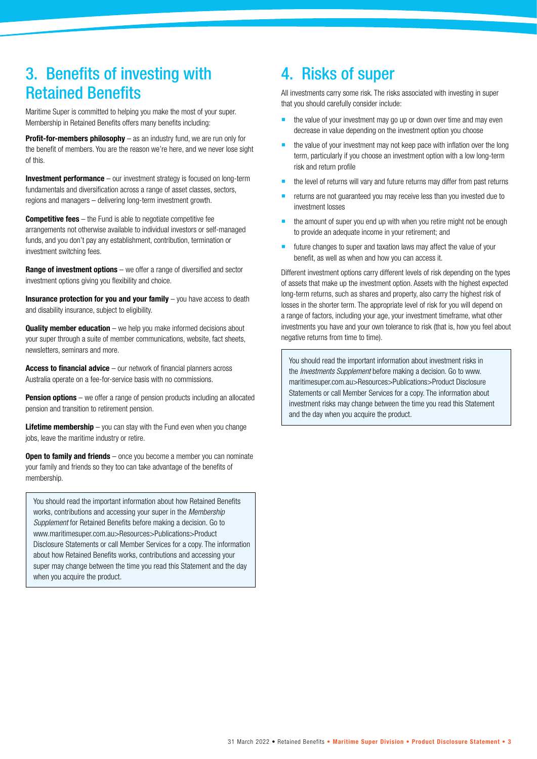# 3. Benefits of investing with Retained Benefits

Maritime Super is committed to helping you make the most of your super. Membership in Retained Benefits offers many benefits including:

**Profit-for-members philosophy** – as an industry fund, we are run only for the benefit of members. You are the reason we're here, and we never lose sight of this.

**Investment performance** – our investment strategy is focused on long-term fundamentals and diversification across a range of asset classes, sectors, regions and managers – delivering long-term investment growth.

**Competitive fees** – the Fund is able to negotiate competitive fee arrangements not otherwise available to individual investors or self-managed funds, and you don't pay any establishment, contribution, termination or investment switching fees.

**Range of investment options** – we offer a range of diversified and sector investment options giving you flexibility and choice.

**Insurance protection for you and your family** – you have access to death and disability insurance, subject to eligibility.

**Quality member education** – we help you make informed decisions about your super through a suite of member communications, website, fact sheets, newsletters, seminars and more.

**Access to financial advice** – our network of financial planners across Australia operate on a fee-for-service basis with no commissions.

**Pension options** – we offer a range of pension products including an allocated pension and transition to retirement pension.

**Lifetime membership** – you can stay with the Fund even when you change jobs, leave the maritime industry or retire.

**Open to family and friends** – once you become a member you can nominate your family and friends so they too can take advantage of the benefits of membership.

> You should read the important information about how Retained Benefits works, contributions and accessing your super in the *Membership Supplement* for Retained Benefits before making a decision. Go to www.maritimesuper.com.au>Resources>Publications>Product Disclosure Statements or call Member Services for a copy. The information about how Retained Benefits works, contributions and accessing your super may change between the time you read this Statement and the day when you acquire the product.

# 4. Risks of super

All investments carry some risk. The risks associated with investing in super that you should carefully consider include:

- the value of your investment may go up or down over time and may even decrease in value depending on the investment option you choose
- the value of your investment may not keep pace with inflation over the long term, particularly if you choose an investment option with a low long-term risk and return profile
- the level of returns will vary and future returns may differ from past returns
- returns are not guaranteed you may receive less than you invested due to investment losses
- the amount of super you end up with when you retire might not be enough to provide an adequate income in your retirement; and
- future changes to super and taxation laws may affect the value of your benefit, as well as when and how you can access it.

Different investment options carry different levels of risk depending on the types of assets that make up the investment option. Assets with the highest expected long-term returns, such as shares and property, also carry the highest risk of losses in the shorter term. The appropriate level of risk for you will depend on a range of factors, including your age, your investment timeframe, what other investments you have and your own tolerance to risk (that is, how you feel about negative returns from time to time).

> You should read the important information about investment risks in the *Investments Supplement* before making a decision. Go to www.maritimesuper.com.au>Resources>Publications>Product Disclosure Statements or call Member Services for a copy. The information about investment risks may change between the time you read this Statement and the day when you acquire the product.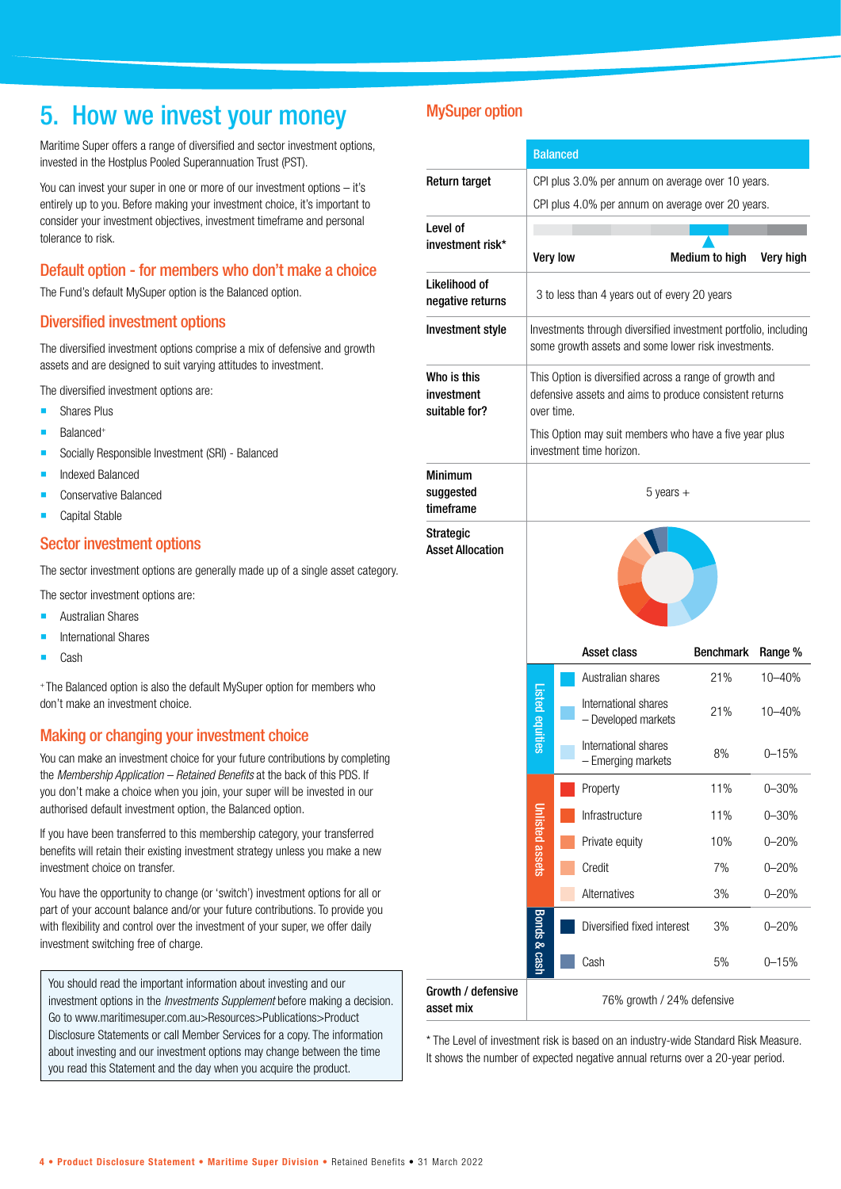# 5. How we invest your money

Maritime Super offers a range of diversified and sector investment options, invested in the Hostplus Pooled Superannuation Trust (PST).

You can invest your super in one or more of our investment options – it's entirely up to you. Before making your investment choice, it's important to consider your investment objectives, investment timeframe and personal tolerance to risk.

## Default option - for members who don't make a choice

The Fund's default MySuper option is the Balanced option.

## Diversified investment options

The diversified investment options comprise a mix of defensive and growth assets and are designed to suit varying attitudes to investment.

The diversified investment options are:

- Shares Plus
- Balanced+
- Socially Responsible Investment (SRI) - Balanced
- Indexed Balanced
- Conservative Balanced
- Capital Stable

## Sector investment options

The sector investment options are generally made up of a single asset category.

The sector investment options are:

- Australian Shares
- International Shares
- Cash

+The Balanced option is also the default MySuper option for members who don't make an investment choice.

## Making or changing your investment choice

You can make an investment choice for your future contributions by completing the *Membership Application – Retained Benefits* at the back of this PDS. If you don't make a choice when you join, your super will be invested in our authorised default investment option, the Balanced option.

If you have been transferred to this membership category, your transferred benefits will retain their existing investment strategy unless you make a new investment choice on transfer.

You have the opportunity to change (or 'switch') investment options for all or part of your account balance and/or your future contributions. To provide you with flexibility and control over the investment of your super, we offer daily investment switching free of charge.

You should read the important information about investing and our investment options in the *Investments Supplement* before making a decision. Go to www.maritimesuper.com.au>Resources>Publications>Product Disclosure Statements or call Member Services for a copy. The information about investing and our investment options may change between the time you read this Statement and the day when you acquire the product.

## MySuper option

| | Balanced |
|---|---|
| **Return target** | CPI plus 3.0% per annum on average over 10 years.<br>CPI plus 4.0% per annum on average over 20 years. |
| **Level of investment risk*** | Medium to high (scale: Very low – Medium to high – Very high) |
| **Likelihood of negative returns** | 3 to less than 4 years out of every 20 years |
| **Investment style** | Investments through diversified investment portfolio, including some growth assets and some lower risk investments. |
| **Who is this investment suitable for?** | This Option is diversified across a range of growth and defensive assets and aims to produce consistent returns over time.<br>This Option may suit members who have a five year plus investment time horizon. |
| **Minimum suggested timeframe** | 5 years + |
| **Strategic Asset Allocation** | See table below |
| **Growth / defensive asset mix** | 76% growth / 24% defensive |

| | Asset class | Benchmark | Range % |
|---|---|---|---|
| Listed equities | Australian shares | 21% | 10–40% |
| | International shares – Developed markets | 21% | 10–40% |
| | International shares – Emerging markets | 8% | 0–15% |
| Unlisted assets | Property | 11% | 0–30% |
| | Infrastructure | 11% | 0–30% |
| | Private equity | 10% | 0–20% |
| | Credit | 7% | 0–20% |
| | Alternatives | 3% | 0–20% |
| Bonds & cash | Diversified fixed interest | 3% | 0–20% |
| | Cash | 5% | 0–15% |

\* The Level of investment risk is based on an industry-wide Standard Risk Measure. It shows the number of expected negative annual returns over a 20-year period.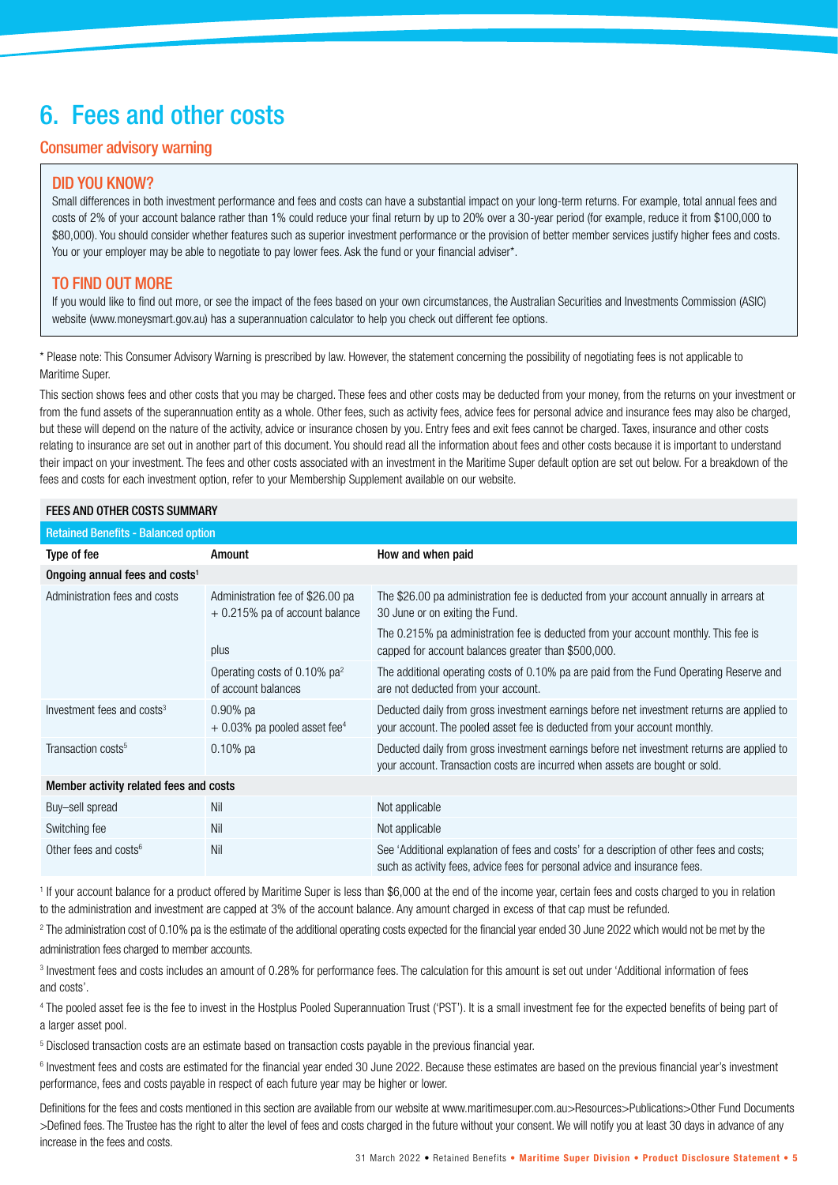# 6. Fees and other costs

## Consumer advisory warning

### DID YOU KNOW?

Small differences in both investment performance and fees and costs can have a substantial impact on your long-term returns. For example, total annual fees and costs of 2% of your account balance rather than 1% could reduce your final return by up to 20% over a 30-year period (for example, reduce it from $100,000 to $80,000). You should consider whether features such as superior investment performance or the provision of better member services justify higher fees and costs. You or your employer may be able to negotiate to pay lower fees. Ask the fund or your financial adviser*.

### TO FIND OUT MORE

If you would like to find out more, or see the impact of the fees based on your own circumstances, the Australian Securities and Investments Commission (ASIC) website (www.moneysmart.gov.au) has a superannuation calculator to help you check out different fee options.

* Please note: This Consumer Advisory Warning is prescribed by law. However, the statement concerning the possibility of negotiating fees is not applicable to Maritime Super.

This section shows fees and other costs that you may be charged. These fees and other costs may be deducted from your money, from the returns on your investment or from the fund assets of the superannuation entity as a whole. Other fees, such as activity fees, advice fees for personal advice and insurance fees may also be charged, but these will depend on the nature of the activity, advice or insurance chosen by you. Entry fees and exit fees cannot be charged. Taxes, insurance and other costs relating to insurance are set out in another part of this document. You should read all the information about fees and other costs because it is important to understand their impact on your investment. The fees and other costs associated with an investment in the Maritime Super default option are set out below. For a breakdown of the fees and costs for each investment option, refer to your Membership Supplement available on our website.

**FEES AND OTHER COSTS SUMMARY**

**Retained Benefits - Balanced option**

| Type of fee | Amount | How and when paid |
|---|---|---|
| **Ongoing annual fees and costs[1]** | | |
| Administration fees and costs | Administration fee of $26.00 pa + 0.215% pa of account balance | The $26.00 pa administration fee is deducted from your account annually in arrears at 30 June or on exiting the Fund. |
| | plus | The 0.215% pa administration fee is deducted from your account monthly. This fee is capped for account balances greater than $500,000. |
| | Operating costs of 0.10% pa[2] of account balances | The additional operating costs of 0.10% pa are paid from the Fund Operating Reserve and are not deducted from your account. |
| Investment fees and costs[3] | 0.90% pa + 0.03% pa pooled asset fee[4] | Deducted daily from gross investment earnings before net investment returns are applied to your account. The pooled asset fee is deducted from your account monthly. |
| Transaction costs[5] | 0.10% pa | Deducted daily from gross investment earnings before net investment returns are applied to your account. Transaction costs are incurred when assets are bought or sold. |
| **Member activity related fees and costs** | | |
| Buy–sell spread | Nil | Not applicable |
| Switching fee | Nil | Not applicable |
| Other fees and costs[6] | Nil | See 'Additional explanation of fees and costs' for a description of other fees and costs; such as activity fees, advice fees for personal advice and insurance fees. |

[1] If your account balance for a product offered by Maritime Super is less than $6,000 at the end of the income year, certain fees and costs charged to you in relation to the administration and investment are capped at 3% of the account balance. Any amount charged in excess of that cap must be refunded.

[2] The administration cost of 0.10% pa is the estimate of the additional operating costs expected for the financial year ended 30 June 2022 which would not be met by the administration fees charged to member accounts.

[3] Investment fees and costs includes an amount of 0.28% for performance fees. The calculation for this amount is set out under 'Additional information of fees and costs'.

[4] The pooled asset fee is the fee to invest in the Hostplus Pooled Superannuation Trust ('PST'). It is a small investment fee for the expected benefits of being part of a larger asset pool.

[5] Disclosed transaction costs are an estimate based on transaction costs payable in the previous financial year.

[6] Investment fees and costs are estimated for the financial year ended 30 June 2022. Because these estimates are based on the previous financial year's investment performance, fees and costs payable in respect of each future year may be higher or lower.

Definitions for the fees and costs mentioned in this section are available from our website at www.maritimesuper.com.au>Resources>Publications>Other Fund Documents >Defined fees. The Trustee has the right to alter the level of fees and costs charged in the future without your consent. We will notify you at least 30 days in advance of any increase in the fees and costs.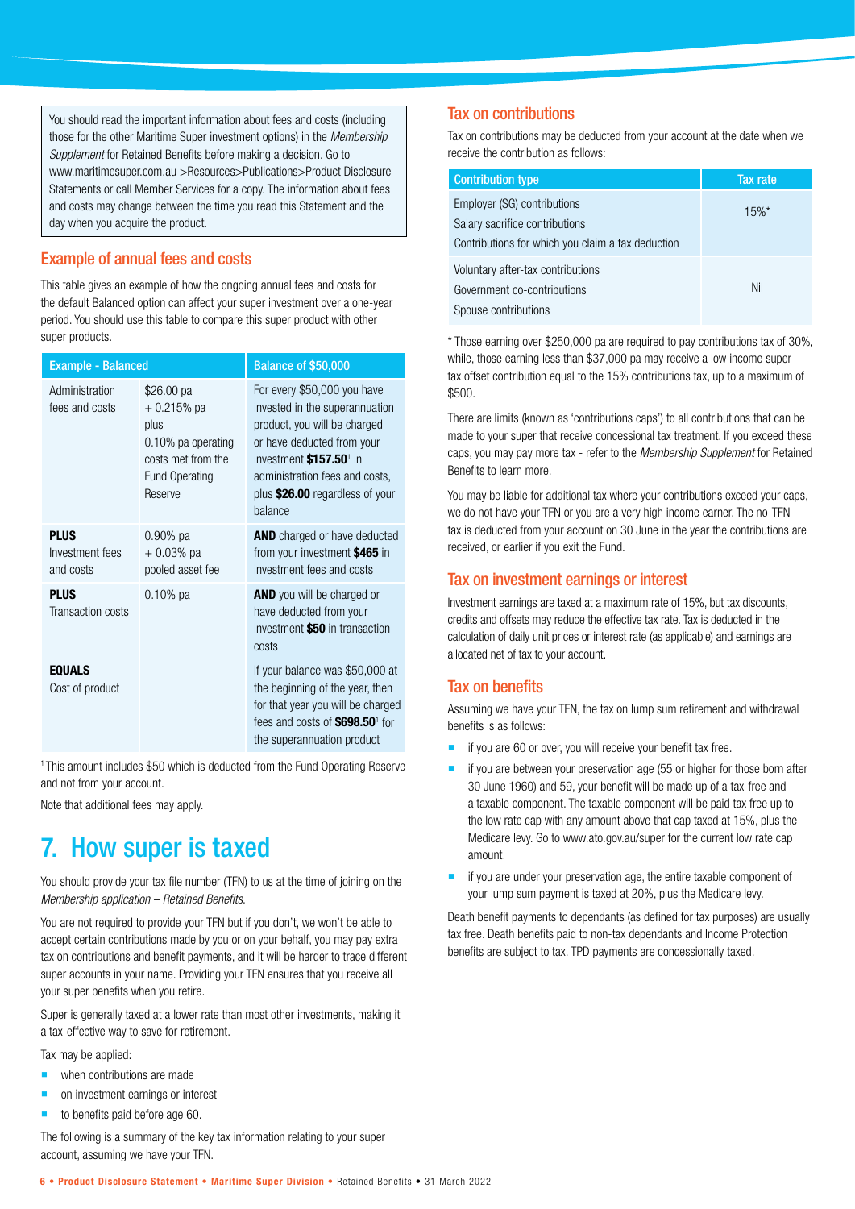You should read the important information about fees and costs (including those for the other Maritime Super investment options) in the *Membership Supplement* for Retained Benefits before making a decision. Go to www.maritimesuper.com.au >Resources>Publications>Product Disclosure Statements or call Member Services for a copy. The information about fees and costs may change between the time you read this Statement and the day when you acquire the product.

## Example of annual fees and costs

This table gives an example of how the ongoing annual fees and costs for the default Balanced option can affect your super investment over a one-year period. You should use this table to compare this super product with other super products.

| Example - Balanced | | Balance of $50,000 |
|---|---|---|
| Administration fees and costs | $26.00 pa + 0.215% pa plus 0.10% pa operating costs met from the Fund Operating Reserve | For every $50,000 you have invested in the superannuation product, you will be charged or have deducted from your investment **$157.50**[1] in administration fees and costs, plus **$26.00** regardless of your balance |
| **PLUS** Investment fees and costs | 0.90% pa + 0.03% pa pooled asset fee | **AND** charged or have deducted from your investment **$465** in investment fees and costs |
| **PLUS** Transaction costs | 0.10% pa | **AND** you will be charged or have deducted from your investment **$50** in transaction costs |
| **EQUALS** Cost of product | | If your balance was $50,000 at the beginning of the year, then for that year you will be charged fees and costs of **$698.50**[1] for the superannuation product |

[1] This amount includes $50 which is deducted from the Fund Operating Reserve and not from your account.

Note that additional fees may apply.

# 7. How super is taxed

You should provide your tax file number (TFN) to us at the time of joining on the *Membership application – Retained Benefits*.

You are not required to provide your TFN but if you don't, we won't be able to accept certain contributions made by you or on your behalf, you may pay extra tax on contributions and benefit payments, and it will be harder to trace different super accounts in your name. Providing your TFN ensures that you receive all your super benefits when you retire.

Super is generally taxed at a lower rate than most other investments, making it a tax-effective way to save for retirement.

Tax may be applied:

- when contributions are made
- on investment earnings or interest
- to benefits paid before age 60.

The following is a summary of the key tax information relating to your super account, assuming we have your TFN.

## Tax on contributions

Tax on contributions may be deducted from your account at the date when we receive the contribution as follows:

| Contribution type | Tax rate |
|---|---|
| Employer (SG) contributions<br>Salary sacrifice contributions<br>Contributions for which you claim a tax deduction | 15%* |
| Voluntary after-tax contributions<br>Government co-contributions<br>Spouse contributions | Nil |

* Those earning over $250,000 pa are required to pay contributions tax of 30%, while, those earning less than $37,000 pa may receive a low income super tax offset contribution equal to the 15% contributions tax, up to a maximum of $500.

There are limits (known as 'contributions caps') to all contributions that can be made to your super that receive concessional tax treatment. If you exceed these caps, you may pay more tax - refer to the *Membership Supplement* for Retained Benefits to learn more.

You may be liable for additional tax where your contributions exceed your caps, we do not have your TFN or you are a very high income earner. The no-TFN tax is deducted from your account on 30 June in the year the contributions are received, or earlier if you exit the Fund.

## Tax on investment earnings or interest

Investment earnings are taxed at a maximum rate of 15%, but tax discounts, credits and offsets may reduce the effective tax rate. Tax is deducted in the calculation of daily unit prices or interest rate (as applicable) and earnings are allocated net of tax to your account.

## Tax on benefits

Assuming we have your TFN, the tax on lump sum retirement and withdrawal benefits is as follows:

- if you are 60 or over, you will receive your benefit tax free.
- if you are between your preservation age (55 or higher for those born after 30 June 1960) and 59, your benefit will be made up of a tax-free and a taxable component. The taxable component will be paid tax free up to the low rate cap with any amount above that cap taxed at 15%, plus the Medicare levy. Go to www.ato.gov.au/super for the current low rate cap amount.
- if you are under your preservation age, the entire taxable component of your lump sum payment is taxed at 20%, plus the Medicare levy.

Death benefit payments to dependants (as defined for tax purposes) are usually tax free. Death benefits paid to non-tax dependants and Income Protection benefits are subject to tax. TPD payments are concessionally taxed.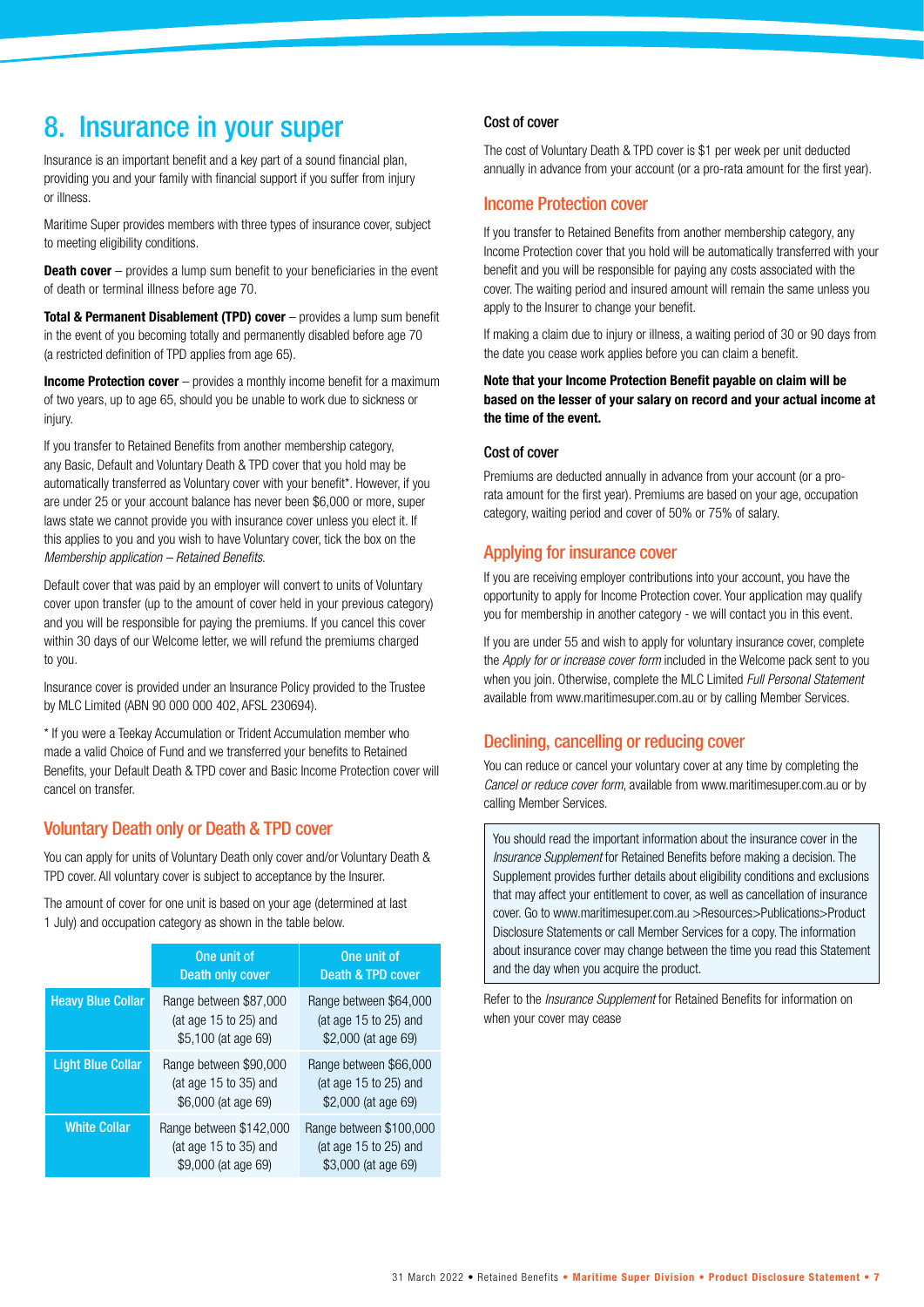# 8. Insurance in your super

Insurance is an important benefit and a key part of a sound financial plan, providing you and your family with financial support if you suffer from injury or illness.

Maritime Super provides members with three types of insurance cover, subject to meeting eligibility conditions.

**Death cover** – provides a lump sum benefit to your beneficiaries in the event of death or terminal illness before age 70.

**Total & Permanent Disablement (TPD) cover** – provides a lump sum benefit in the event of you becoming totally and permanently disabled before age 70 (a restricted definition of TPD applies from age 65).

**Income Protection cover** – provides a monthly income benefit for a maximum of two years, up to age 65, should you be unable to work due to sickness or injury.

If you transfer to Retained Benefits from another membership category, any Basic, Default and Voluntary Death & TPD cover that you hold may be automatically transferred as Voluntary cover with your benefit*. However, if you are under 25 or your account balance has never been $6,000 or more, super laws state we cannot provide you with insurance cover unless you elect it. If this applies to you and you wish to have Voluntary cover, tick the box on the *Membership application – Retained Benefits*.

Default cover that was paid by an employer will convert to units of Voluntary cover upon transfer (up to the amount of cover held in your previous category) and you will be responsible for paying the premiums. If you cancel this cover within 30 days of our Welcome letter, we will refund the premiums charged to you.

Insurance cover is provided under an Insurance Policy provided to the Trustee by MLC Limited (ABN 90 000 000 402, AFSL 230694).

* If you were a Teekay Accumulation or Trident Accumulation member who made a valid Choice of Fund and we transferred your benefits to Retained Benefits, your Default Death & TPD cover and Basic Income Protection cover will cancel on transfer.

## Voluntary Death only or Death & TPD cover

You can apply for units of Voluntary Death only cover and/or Voluntary Death & TPD cover. All voluntary cover is subject to acceptance by the Insurer.

The amount of cover for one unit is based on your age (determined at last 1 July) and occupation category as shown in the table below.

| | One unit of Death only cover | One unit of Death & TPD cover |
|---|---|---|
| Heavy Blue Collar | Range between $87,000 (at age 15 to 25) and $5,100 (at age 69) | Range between $64,000 (at age 15 to 25) and $2,000 (at age 69) |
| Light Blue Collar | Range between $90,000 (at age 15 to 35) and $6,000 (at age 69) | Range between $66,000 (at age 15 to 25) and $2,000 (at age 69) |
| White Collar | Range between $142,000 (at age 15 to 35) and $9,000 (at age 69) | Range between $100,000 (at age 15 to 25) and $3,000 (at age 69) |

### Cost of cover

The cost of Voluntary Death & TPD cover is $1 per week per unit deducted annually in advance from your account (or a pro-rata amount for the first year).

## Income Protection cover

If you transfer to Retained Benefits from another membership category, any Income Protection cover that you hold will be automatically transferred with your benefit and you will be responsible for paying any costs associated with the cover. The waiting period and insured amount will remain the same unless you apply to the Insurer to change your benefit.

If making a claim due to injury or illness, a waiting period of 30 or 90 days from the date you cease work applies before you can claim a benefit.

**Note that your Income Protection Benefit payable on claim will be based on the lesser of your salary on record and your actual income at the time of the event.**

### Cost of cover

Premiums are deducted annually in advance from your account (or a pro-rata amount for the first year). Premiums are based on your age, occupation category, waiting period and cover of 50% or 75% of salary.

## Applying for insurance cover

If you are receiving employer contributions into your account, you have the opportunity to apply for Income Protection cover. Your application may qualify you for membership in another category - we will contact you in this event.

If you are under 55 and wish to apply for voluntary insurance cover, complete the *Apply for or increase cover form* included in the Welcome pack sent to you when you join. Otherwise, complete the MLC Limited *Full Personal Statement* available from www.maritimesuper.com.au or by calling Member Services.

## Declining, cancelling or reducing cover

You can reduce or cancel your voluntary cover at any time by completing the *Cancel or reduce cover form*, available from www.maritimesuper.com.au or by calling Member Services.

> You should read the important information about the insurance cover in the *Insurance Supplement* for Retained Benefits before making a decision. The Supplement provides further details about eligibility conditions and exclusions that may affect your entitlement to cover, as well as cancellation of insurance cover. Go to www.maritimesuper.com.au >Resources>Publications>Product Disclosure Statements or call Member Services for a copy. The information about insurance cover may change between the time you read this Statement and the day when you acquire the product.

Refer to the *Insurance Supplement* for Retained Benefits for information on when your cover may cease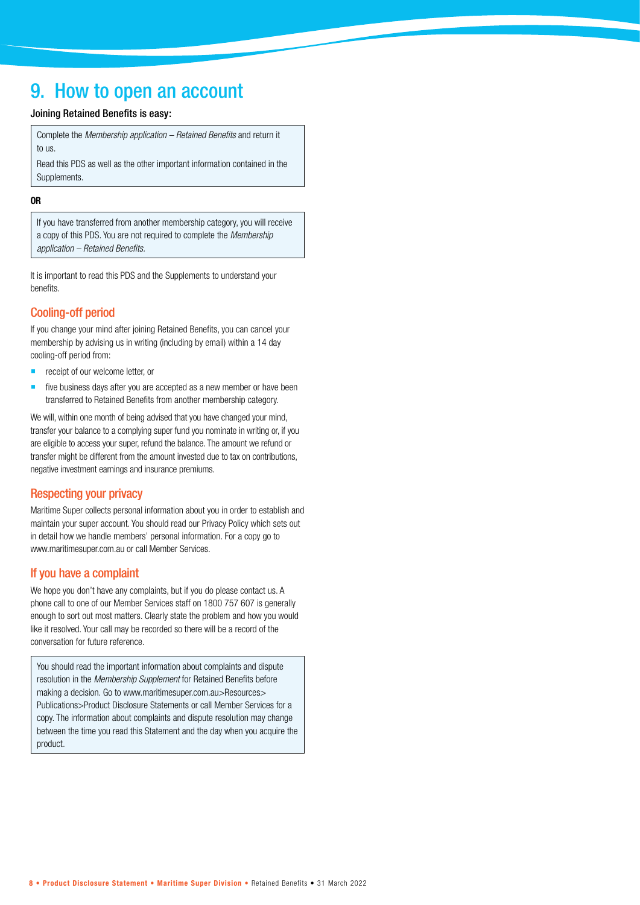# 9. How to open an account

**Joining Retained Benefits is easy:**

> Complete the *Membership application – Retained Benefits* and return it to us.
>
> Read this PDS as well as the other important information contained in the Supplements.

**OR**

> If you have transferred from another membership category, you will receive a copy of this PDS. You are not required to complete the *Membership application – Retained Benefits.*

It is important to read this PDS and the Supplements to understand your benefits.

## Cooling-off period

If you change your mind after joining Retained Benefits, you can cancel your membership by advising us in writing (including by email) within a 14 day cooling-off period from:

- receipt of our welcome letter, or
- five business days after you are accepted as a new member or have been transferred to Retained Benefits from another membership category.

We will, within one month of being advised that you have changed your mind, transfer your balance to a complying super fund you nominate in writing or, if you are eligible to access your super, refund the balance. The amount we refund or transfer might be different from the amount invested due to tax on contributions, negative investment earnings and insurance premiums.

## Respecting your privacy

Maritime Super collects personal information about you in order to establish and maintain your super account. You should read our Privacy Policy which sets out in detail how we handle members' personal information. For a copy go to www.maritimesuper.com.au or call Member Services.

## If you have a complaint

We hope you don't have any complaints, but if you do please contact us. A phone call to one of our Member Services staff on 1800 757 607 is generally enough to sort out most matters. Clearly state the problem and how you would like it resolved. Your call may be recorded so there will be a record of the conversation for future reference.

> You should read the important information about complaints and dispute resolution in the *Membership Supplement* for Retained Benefits before making a decision. Go to www.maritimesuper.com.au>Resources>Publications>Product Disclosure Statements or call Member Services for a copy. The information about complaints and dispute resolution may change between the time you read this Statement and the day when you acquire the product.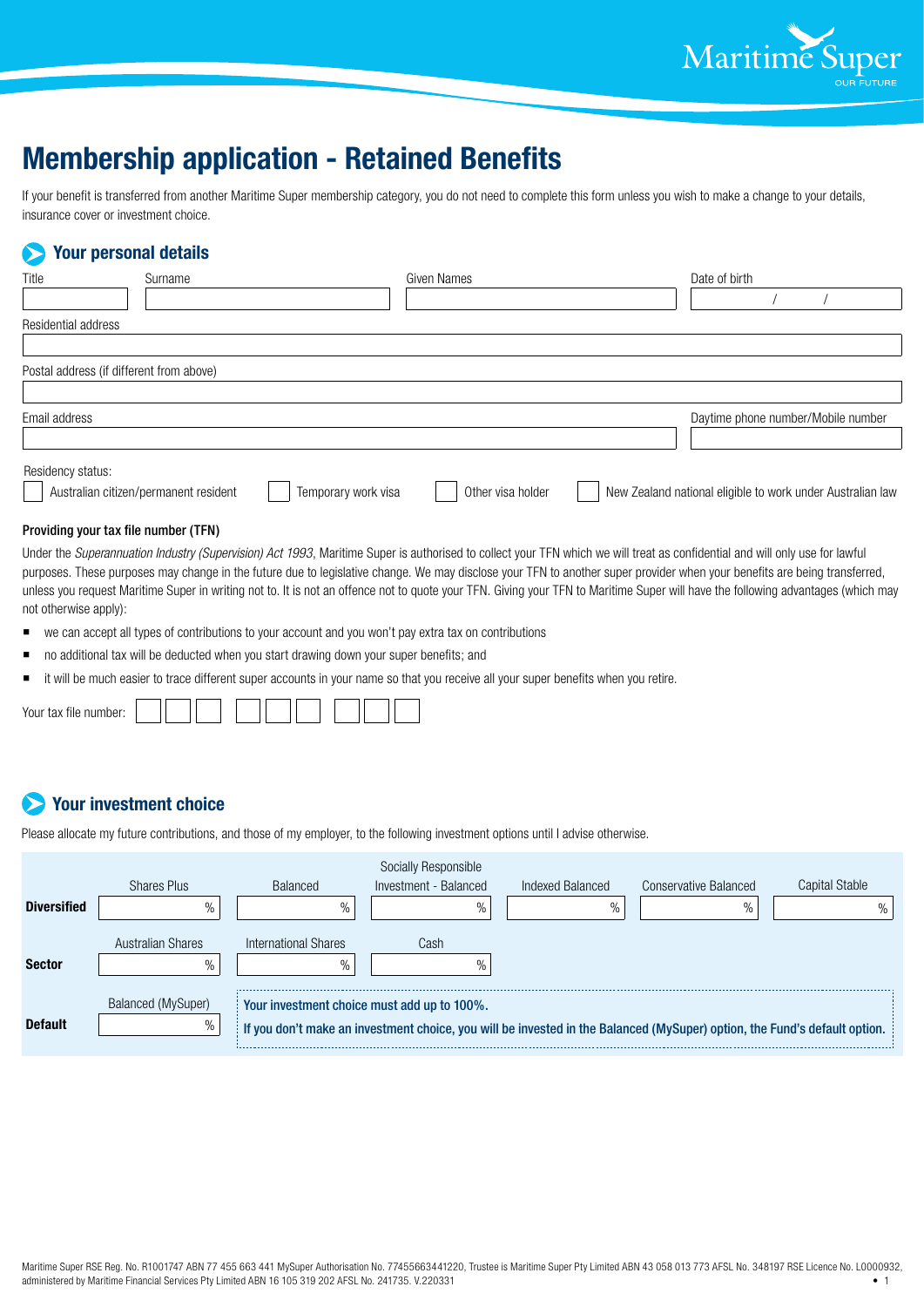# Membership application - Retained Benefits

If your benefit is transferred from another Maritime Super membership category, you do not need to complete this form unless you wish to make a change to your details, insurance cover or investment choice.

## Your personal details

| Title | Surname | Given Names | Date of birth |
|---|---|---|---|
| | | | / / |

Residential address

Postal address (if different from above)

| Email address | Daytime phone number/Mobile number |
|---|---|
| | |

Residency status:

- ☐ Australian citizen/permanent resident
- ☐ Temporary work visa
- ☐ Other visa holder
- ☐ New Zealand national eligible to work under Australian law

### Providing your tax file number (TFN)

Under the *Superannuation Industry (Supervision) Act 1993*, Maritime Super is authorised to collect your TFN which we will treat as confidential and will only use for lawful purposes. These purposes may change in the future due to legislative change. We may disclose your TFN to another super provider when your benefits are being transferred, unless you request Maritime Super in writing not to. It is not an offence not to quote your TFN. Giving your TFN to Maritime Super will have the following advantages (which may not otherwise apply):

- we can accept all types of contributions to your account and you won't pay extra tax on contributions
- no additional tax will be deducted when you start drawing down your super benefits; and
- it will be much easier to trace different super accounts in your name so that you receive all your super benefits when you retire.

Your tax file number: ☐☐☐ ☐☐☐ ☐☐☐

## Your investment choice

Please allocate my future contributions, and those of my employer, to the following investment options until I advise otherwise.

| | | | | | | |
|---|---|---|---|---|---|---|
| | Shares Plus | Balanced | Socially Responsible Investment - Balanced | Indexed Balanced | Conservative Balanced | Capital Stable |
| **Diversified** | % | % | % | % | % | % |
| | Australian Shares | International Shares | Cash | | | |
| **Sector** | % | % | % | | | |
| | Balanced (MySuper) | | | | | |
| **Default** | % | | | | | |

**Your investment choice must add up to 100%.**

**If you don't make an investment choice, you will be invested in the Balanced (MySuper) option, the Fund's default option.**

Maritime Super RSE Reg. No. R1001747 ABN 77 455 663 441 MySuper Authorisation No. 77455663441220, Trustee is Maritime Super Pty Limited ABN 43 058 013 773 AFSL No. 348197 RSE Licence No. L0000932, administered by Maritime Financial Services Pty Limited ABN 16 105 319 202 AFSL No. 241735. V.220331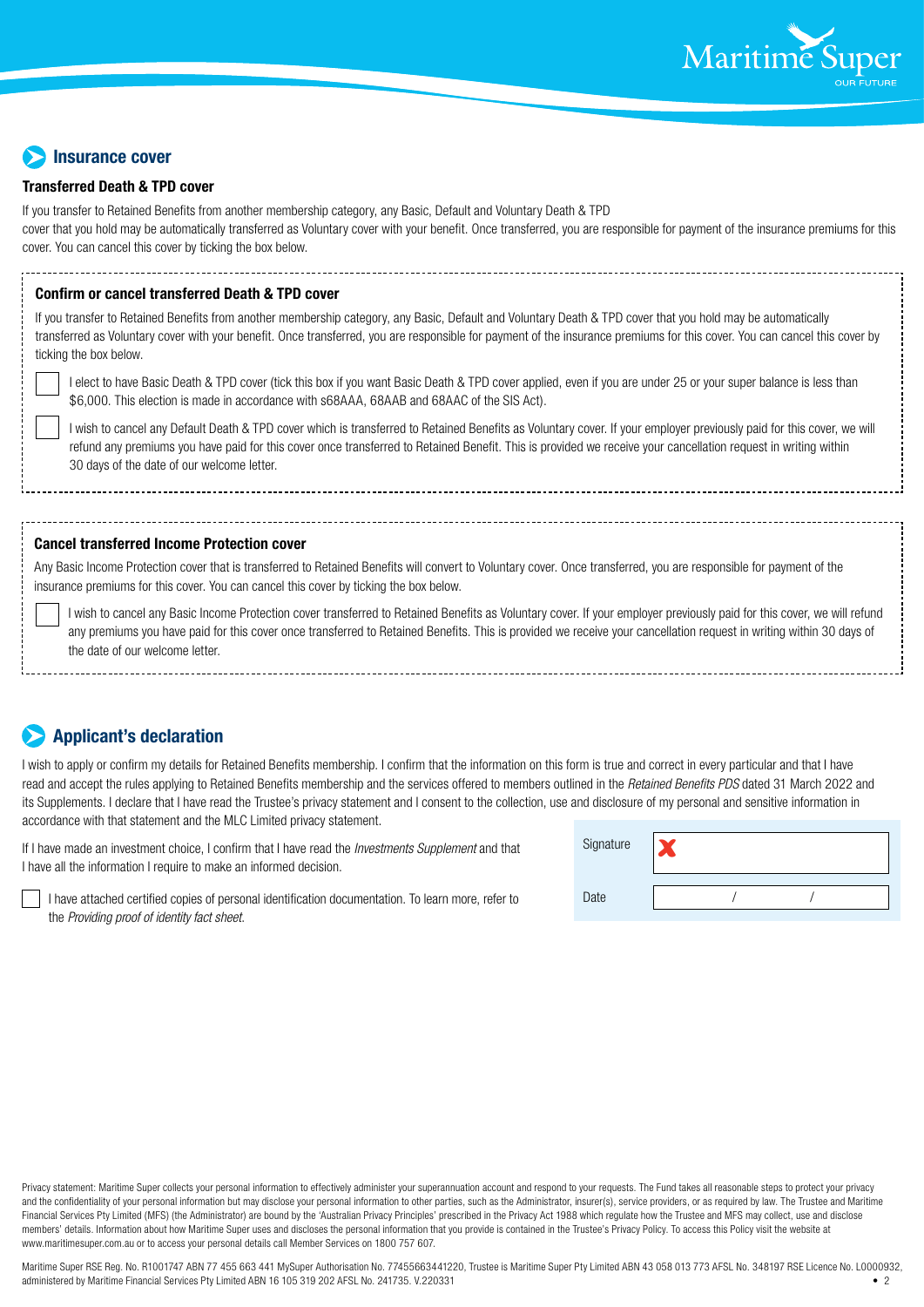## Insurance cover

### Transferred Death & TPD cover

If you transfer to Retained Benefits from another membership category, any Basic, Default and Voluntary Death & TPD cover that you hold may be automatically transferred as Voluntary cover with your benefit. Once transferred, you are responsible for payment of the insurance premiums for this cover. You can cancel this cover by ticking the box below.

### Confirm or cancel transferred Death & TPD cover

If you transfer to Retained Benefits from another membership category, any Basic, Default and Voluntary Death & TPD cover that you hold may be automatically transferred as Voluntary cover with your benefit. Once transferred, you are responsible for payment of the insurance premiums for this cover. You can cancel this cover by ticking the box below.

- [ ] I elect to have Basic Death & TPD cover (tick this box if you want Basic Death & TPD cover applied, even if you are under 25 or your super balance is less than $6,000. This election is made in accordance with s68AAA, 68AAB and 68AAC of the SIS Act).
- [ ] I wish to cancel any Default Death & TPD cover which is transferred to Retained Benefits as Voluntary cover. If your employer previously paid for this cover, we will refund any premiums you have paid for this cover once transferred to Retained Benefit. This is provided we receive your cancellation request in writing within 30 days of the date of our welcome letter.

### Cancel transferred Income Protection cover

Any Basic Income Protection cover that is transferred to Retained Benefits will convert to Voluntary cover. Once transferred, you are responsible for payment of the insurance premiums for this cover. You can cancel this cover by ticking the box below.

- [ ] I wish to cancel any Basic Income Protection cover transferred to Retained Benefits as Voluntary cover. If your employer previously paid for this cover, we will refund any premiums you have paid for this cover once transferred to Retained Benefits. This is provided we receive your cancellation request in writing within 30 days of the date of our welcome letter.

## Applicant's declaration

I wish to apply or confirm my details for Retained Benefits membership. I confirm that the information on this form is true and correct in every particular and that I have read and accept the rules applying to Retained Benefits membership and the services offered to members outlined in the *Retained Benefits PDS* dated 31 March 2022 and its Supplements. I declare that I have read the Trustee's privacy statement and I consent to the collection, use and disclosure of my personal and sensitive information in accordance with that statement and the MLC Limited privacy statement.

If I have made an investment choice, I confirm that I have read the *Investments Supplement* and that I have all the information I require to make an informed decision.

- [ ] I have attached certified copies of personal identification documentation. To learn more, refer to the *Providing proof of identity fact sheet.*

| | |
|---|---|
| Signature | ✗ |
| Date | / / |

Privacy statement: Maritime Super collects your personal information to effectively administer your superannuation account and respond to your requests. The Fund takes all reasonable steps to protect your privacy and the confidentiality of your personal information but may disclose your personal information to other parties, such as the Administrator, insurer(s), service providers, or as required by law. The Trustee and Maritime Financial Services Pty Limited (MFS) (the Administrator) are bound by the 'Australian Privacy Principles' prescribed in the Privacy Act 1988 which regulate how the Trustee and MFS may collect, use and disclose members' details. Information about how Maritime Super uses and discloses the personal information that you provide is contained in the Trustee's Privacy Policy. To access this Policy visit the website at www.maritimesuper.com.au or to access your personal details call Member Services on 1800 757 607.

Maritime Super RSE Reg. No. R1001747 ABN 77 455 663 441 MySuper Authorisation No. 77455663441220, Trustee is Maritime Super Pty Limited ABN 43 058 013 773 AFSL No. 348197 RSE Licence No. L0000932, administered by Maritime Financial Services Pty Limited ABN 16 105 319 202 AFSL No. 241735. V.220331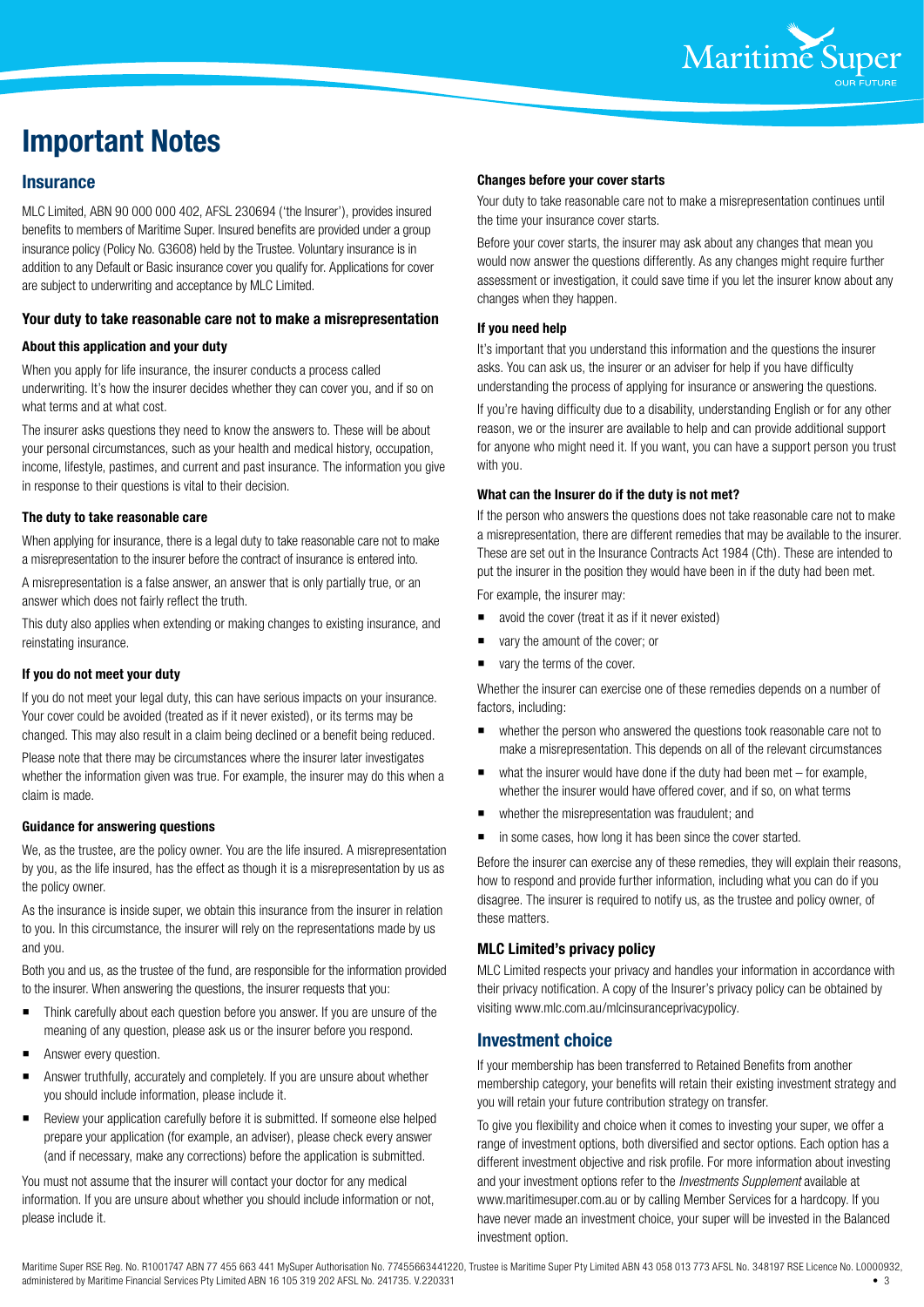# Important Notes

## Insurance

MLC Limited, ABN 90 000 000 402, AFSL 230694 ('the Insurer'), provides insured benefits to members of Maritime Super. Insured benefits are provided under a group insurance policy (Policy No. G3608) held by the Trustee. Voluntary insurance is in addition to any Default or Basic insurance cover you qualify for. Applications for cover are subject to underwriting and acceptance by MLC Limited.

### Your duty to take reasonable care not to make a misrepresentation

#### About this application and your duty

When you apply for life insurance, the insurer conducts a process called underwriting. It's how the insurer decides whether they can cover you, and if so on what terms and at what cost.

The insurer asks questions they need to know the answers to. These will be about your personal circumstances, such as your health and medical history, occupation, income, lifestyle, pastimes, and current and past insurance. The information you give in response to their questions is vital to their decision.

#### The duty to take reasonable care

When applying for insurance, there is a legal duty to take reasonable care not to make a misrepresentation to the insurer before the contract of insurance is entered into.

A misrepresentation is a false answer, an answer that is only partially true, or an answer which does not fairly reflect the truth.

This duty also applies when extending or making changes to existing insurance, and reinstating insurance.

#### If you do not meet your duty

If you do not meet your legal duty, this can have serious impacts on your insurance. Your cover could be avoided (treated as if it never existed), or its terms may be changed. This may also result in a claim being declined or a benefit being reduced.

Please note that there may be circumstances where the insurer later investigates whether the information given was true. For example, the insurer may do this when a claim is made.

#### Guidance for answering questions

We, as the trustee, are the policy owner. You are the life insured. A misrepresentation by you, as the life insured, has the effect as though it is a misrepresentation by us as the policy owner.

As the insurance is inside super, we obtain this insurance from the insurer in relation to you. In this circumstance, the insurer will rely on the representations made by us and you.

Both you and us, as the trustee of the fund, are responsible for the information provided to the insurer. When answering the questions, the insurer requests that you:

- Think carefully about each question before you answer. If you are unsure of the meaning of any question, please ask us or the insurer before you respond.
- Answer every question.
- Answer truthfully, accurately and completely. If you are unsure about whether you should include information, please include it.
- Review your application carefully before it is submitted. If someone else helped prepare your application (for example, an adviser), please check every answer (and if necessary, make any corrections) before the application is submitted.

You must not assume that the insurer will contact your doctor for any medical information. If you are unsure about whether you should include information or not, please include it.

#### Changes before your cover starts

Your duty to take reasonable care not to make a misrepresentation continues until the time your insurance cover starts.

Before your cover starts, the insurer may ask about any changes that mean you would now answer the questions differently. As any changes might require further assessment or investigation, it could save time if you let the insurer know about any changes when they happen.

#### If you need help

It's important that you understand this information and the questions the insurer asks. You can ask us, the insurer or an adviser for help if you have difficulty understanding the process of applying for insurance or answering the questions.

If you're having difficulty due to a disability, understanding English or for any other reason, we or the insurer are available to help and can provide additional support for anyone who might need it. If you want, you can have a support person you trust with you.

#### What can the Insurer do if the duty is not met?

If the person who answers the questions does not take reasonable care not to make a misrepresentation, there are different remedies that may be available to the insurer. These are set out in the Insurance Contracts Act 1984 (Cth). These are intended to put the insurer in the position they would have been in if the duty had been met.

For example, the insurer may:

- avoid the cover (treat it as if it never existed)
- vary the amount of the cover; or
- vary the terms of the cover.

Whether the insurer can exercise one of these remedies depends on a number of factors, including:

- whether the person who answered the questions took reasonable care not to make a misrepresentation. This depends on all of the relevant circumstances
- what the insurer would have done if the duty had been met – for example, whether the insurer would have offered cover, and if so, on what terms
- whether the misrepresentation was fraudulent; and
- in some cases, how long it has been since the cover started.

Before the insurer can exercise any of these remedies, they will explain their reasons, how to respond and provide further information, including what you can do if you disagree. The insurer is required to notify us, as the trustee and policy owner, of these matters.

### MLC Limited's privacy policy

MLC Limited respects your privacy and handles your information in accordance with their privacy notification. A copy of the Insurer's privacy policy can be obtained by visiting www.mlc.com.au/mlcinsuranceprivacypolicy.

## Investment choice

If your membership has been transferred to Retained Benefits from another membership category, your benefits will retain their existing investment strategy and you will retain your future contribution strategy on transfer.

To give you flexibility and choice when it comes to investing your super, we offer a range of investment options, both diversified and sector options. Each option has a different investment objective and risk profile. For more information about investing and your investment options refer to the *Investments Supplement* available at www.maritimesuper.com.au or by calling Member Services for a hardcopy. If you have never made an investment choice, your super will be invested in the Balanced investment option.

Maritime Super RSE Reg. No. R1001747 ABN 77 455 663 441 MySuper Authorisation No. 77455663441220, Trustee is Maritime Super Pty Limited ABN 43 058 013 773 AFSL No. 348197 RSE Licence No. L0000932, administered by Maritime Financial Services Pty Limited ABN 16 105 319 202 AFSL No. 241735. V.220331